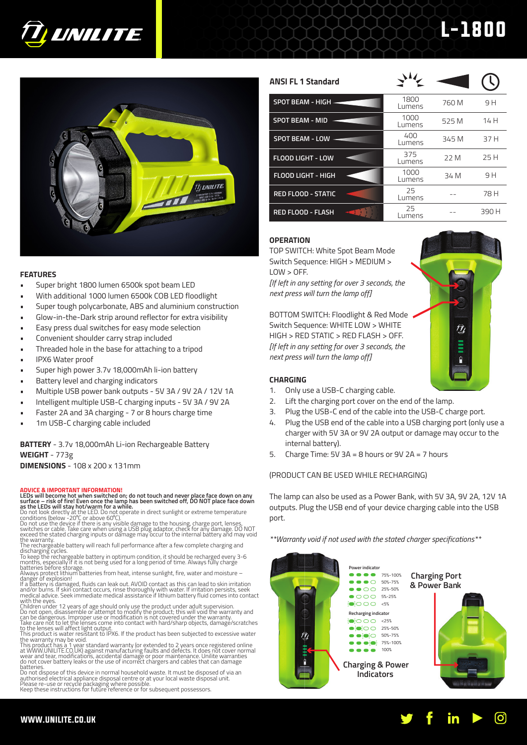# UNILITE L-1800

## FEATURES

- Super bright 1800 lumen 6500k spot beam LED
- With additional 1000 lumen 6500k COB LED floodlight
- Super tough polycarbonate, ABS and aluminium construction
- Glow-in-the-Dark strip around reflector for extra visibility
- Easy press dual switches for easy mode selection
- Convenient shoulder carry strap included
- Threaded hole in the base for attaching to a tripod
- IPX6 Water proof
- Super high power 3.7v 18,000mAh li-ion battery
- Battery level and charging indicators
- Multiple USB power bank outputs - 5V 3A / 9V 2A / 12V 1A
- Intelligent multiple USB-C charging inputs - 5V 3A / 9V 2A
- Faster 2A and 3A charging - 7 or 8 hours charge time
- 1m USB-C charging cable included

**BATTERY** - 3.7v 18,000mAh Li-ion Rechargeable Battery
**WEIGHT** - 773g
**DIMENSIONS** - 108 x 200 x 131mm

**ADVICE & IMPORTANT INFORMATION!**
**LEDs will become hot when switched on; do not touch and never place face down on any surface – risk of fire! Even once the lamp has been switched off, DO NOT place face down as the LEDs will stay hot/warm for a while.**
Do not look directly at the LED. Do not operate in direct sunlight or extreme temperature conditions (below -20°C or above 60°C).
Do not use the device if there is any visible damage to the housing, charge port, lenses, switches or cable. Take care when using a USB plug adaptor, check for any damage. DO NOT exceed the stated charging inputs or damage may occur to the internal battery and may void the warranty.
The rechargeable battery will reach full performance after a few complete charging and discharging cycles.
To keep the rechargeable battery in optimum condition, it should be recharged every 3-6 months, especially if it is not being used for a long period of time. Always fully charge batteries before storage.
Always protect lithium batteries from heat, intense sunlight, fire, water and moisture – danger of explosion!
If a battery is damaged, fluids can leak out. AVOID contact as this can lead to skin irritation and/or burns. If skin contact occurs, rinse thoroughly with water. If irritation persists, seek medical advice. Seek immediate medical assistance if lithium battery fluid comes into contact with the eyes.
Children under 12 years of age should only use the product under adult supervision.
Do not open, disassemble or attempt to modify the product; this will void the warranty and can be dangerous. Improper use or modification is not covered under the warranty.
Take care not to let the lenses come into contact with hard/sharp objects, damage/scratches to the lenses will affect light output.
This product is water resistant to IPX6. If the product has been subjected to excessive water the warranty may be void.
This product has a 1 year standard warranty (or extended to 2 years once registered online at WWW.UNILITE.CO.UK) against manufacturing faults and defects. It does not cover normal wear and tear, modifications, accidental damage or poor maintenance. Unilite warranties do not cover battery leaks or the use of incorrect chargers and cables that can damage batteries.
Do not dispose of this device in normal household waste. It must be disposed of via an authorised electrical appliance disposal centre or at your local waste disposal unit.
Please re-use or recycle packaging where possible.
Keep these instructions for future reference or for subsequent possessors.

## ANSI FL 1 Standard

| Mode | Output | Distance | Runtime |
|---|---|---|---|
| SPOT BEAM - HIGH | 1800 Lumens | 760 M | 9 H |
| SPOT BEAM - MID | 1000 Lumens | 525 M | 14 H |
| SPOT BEAM - LOW | 400 Lumens | 345 M | 37 H |
| FLOOD LIGHT - LOW | 375 Lumens | 22 M | 25 H |
| FLOOD LIGHT - HIGH | 1000 Lumens | 34 M | 9 H |
| RED FLOOD - STATIC | 25 Lumens | -- | 78 H |
| RED FLOOD - FLASH | 25 Lumens | -- | 390 H |

## OPERATION

TOP SWITCH: White Spot Beam Mode
Switch Sequence: HIGH > MEDIUM > LOW > OFF.
*[If left in any setting for over 3 seconds, the next press will turn the lamp off]*

BOTTOM SWITCH: Floodlight & Red Mode
Switch Sequence: WHITE LOW > WHITE HIGH > RED STATIC > RED FLASH > OFF.
*[If left in any setting for over 3 seconds, the next press will turn the lamp off]*

## CHARGING

1. Only use a USB-C charging cable.
2. Lift the charging port cover on the end of the lamp.
3. Plug the USB-C end of the cable into the USB-C charge port.
4. Plug the USB end of the cable into a USB charging port (only use a charger with 5V 3A or 9V 2A output or damage may occur to the internal battery).
5. Charge Time: 5V 3A = 8 hours or 9V 2A = 7 hours

(PRODUCT CAN BE USED WHILE RECHARGING)

The lamp can also be used as a Power Bank, with 5V 3A, 9V 2A, 12V 1A outputs. Plug the USB end of your device charging cable into the USB port.

*\*\*Warranty void if not used with the stated charger specifications\*\**

Power indicator
- 75%-100%
- 50%-75%
- 25%-50%
- 5%-25%
- <5%

Recharging indicator
- <25%
- 25%-50%
- 50%-75%
- 75%-100%
- 100%

Charging & Power Indicators

Charging Port & Power Bank

WWW.UNILITE.CO.UK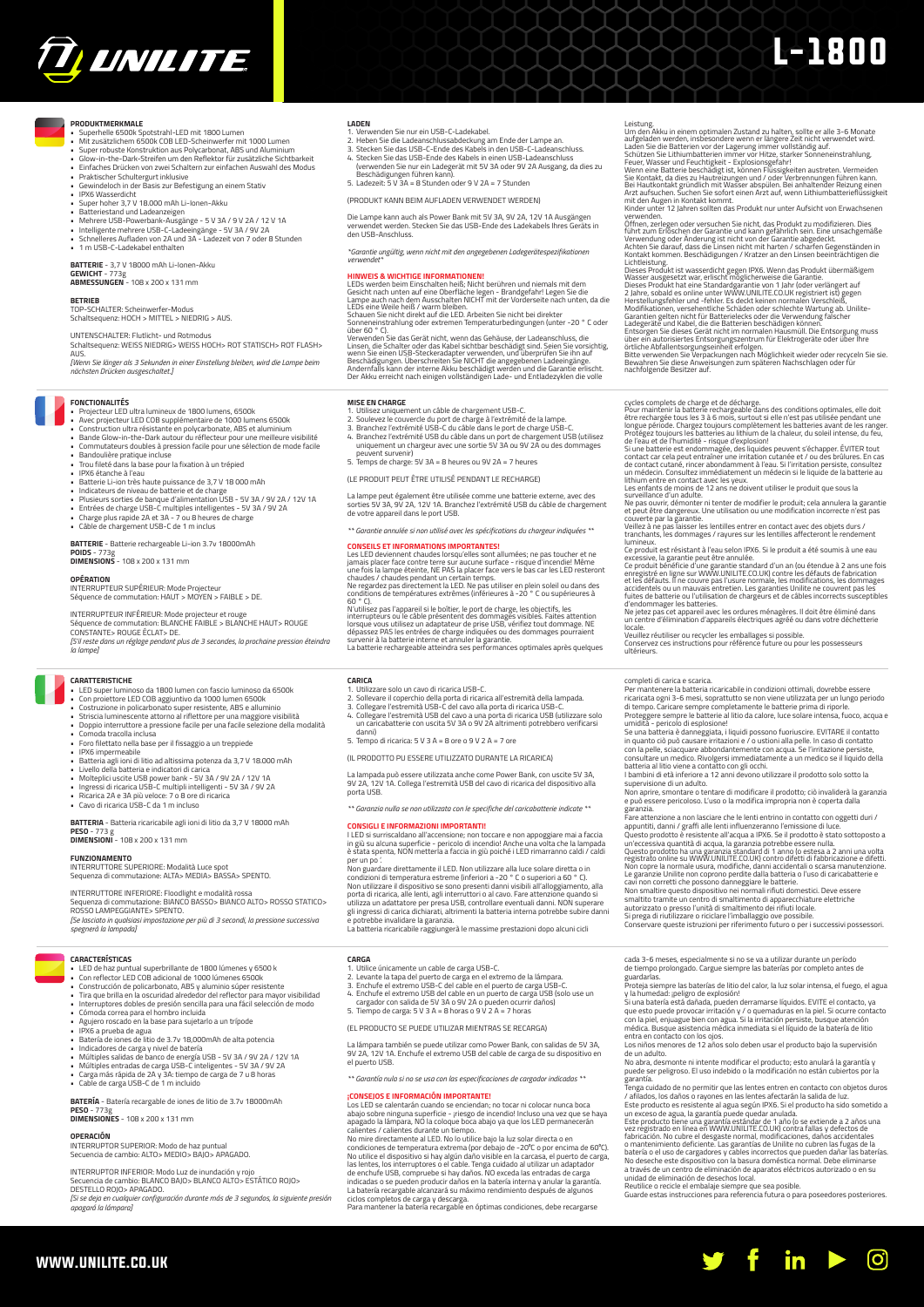# UNILITE

# L-1800

## PRODUKTMERKMALE

- Superhelle 6500k Spotstrahl-LED mit 1800 Lumen
- Mit zusätzlichem 6500k COB LED-Scheinwerfer mit 1000 Lumen
- Super robuste Konstruktion aus Polycarbonat, ABS und Aluminium
- Glow-in-the-Dark-Streifen um den Reflektor für zusätzliche Sichtbarkeit
- Einfaches Drücken von zwei Schaltern zur einfachen Auswahl des Modus
- Praktischer Schultergurt inklusive
- Gewindeloch in der Basis zur Befestigung an einem Stativ
- IPX6 Wasserdicht
- Super hoher 3,7 V 18.000 mAh Li-Ionen-Akku
- Batteriestand und Ladeanzeigen
- Mehrere USB-Powerbank-Ausgänge - 5 V 3A / 9 V 2A / 12 V 1A
- Intelligente mehrere USB-C-Ladeeingänge - 5V 3A / 9V 2A
- Schnelleres Aufladen von 2A und 3A - Ladezeit von 7 oder 8 Stunden
- 1 m USB-C-Ladekabel enthalten

**BATTERIE** - 3,7 V 18000 mAh Li-Ionen-Akku
**GEWICHT** - 773g
**ABMESSUNGEN** - 108 x 200 x 131 mm

**BETRIEB**
TOP-SCHALTER: Scheinwerfer-Modus
Schaltsequenz: HOCH > MITTEL > NIEDRIG > AUS.

UNTENSCHALTER: Flutlicht- und Rotmodus
Schaltsequenz: WEISS NIEDRIG> WEISS HOCH> ROT STATISCH> ROT FLASH> AUS.
*[Wenn Sie länger als 3 Sekunden in einer Einstellung bleiben, wird die Lampe beim nächsten Drücken ausgeschaltet.]*

**LADEN**
1. Verwenden Sie nur ein USB-C-Ladekabel.
2. Heben Sie die Ladeanschlussabdeckung am Ende der Lampe an.
3. Stecken Sie das USB-C-Ende des Kabels in den USB-C-Ladeanschluss.
4. Stecken Sie das USB-Ende des Kabels in einen USB-Ladeanschluss (verwenden Sie nur ein Ladegerät mit 5V 3A oder 9V 2A Ausgang, da dies zu Beschädigungen führen kann).
5. Ladezeit: 5 V 3A = 8 Stunden oder 9 V 2A = 7 Stunden

(PRODUKT KANN BEIM AUFLADEN VERWENDET WERDEN)

Die Lampe kann auch als Power Bank mit 5V 3A, 9V 2A, 12V 1A Ausgängen verwendet werden. Stecken Sie das USB-Ende des Ladekabels Ihres Geräts in den USB-Anschluss.

*\*Garantie ungültig, wenn nicht mit den angegebenen Ladegerätespezifikationen verwendet\**

**HINWEIS & WICHTIGE INFORMATIONEN!**
LEDs werden beim Einschalten heiß; Nicht berühren und niemals mit dem Gesicht nach unten auf eine Oberfläche legen - Brandgefahr! Legen Sie die Lampe auch nach dem Ausschalten NICHT mit der Vorderseite nach unten, da die LEDs eine Weile heiß / warm bleiben.
Schauen Sie nicht direkt auf die LED. Arbeiten Sie nicht bei direkter Sonneneinstrahlung oder extremen Temperaturbedingungen (unter -20 ° C oder über 60 ° C).
Verwenden Sie das Gerät nicht, wenn das Gehäuse, der Ladeanschluss, die Linsen, die Schalter oder das Kabel sichtbar beschädigt sind. Seien Sie vorsichtig, wenn Sie einen USB-Steckeradapter verwenden, und überprüfen Sie ihn auf Beschädigungen. Überschreiten Sie NICHT die angegebenen Ladeeingänge. Andernfalls kann der interne Akku beschädigt werden und die Garantie erlischt. Der Akku erreicht nach einigen vollständigen Lade- und Entladezyklen die volle Leistung.
Um den Akku in einem optimalen Zustand zu halten, sollte er alle 3-6 Monate aufgeladen werden, insbesondere wenn er längere Zeit nicht verwendet wird. Laden Sie die Batterien vor der Lagerung immer vollständig auf.
Schützen Sie Lithiumbatterien immer vor Hitze, starker Sonneneinstrahlung, Feuer, Wasser und Feuchtigkeit - Explosionsgefahr!
Wenn eine Batterie beschädigt ist, können Flüssigkeiten austreten. Vermeiden Sie Kontakt, da dies zu Hautreizungen und / oder Verbrennungen führen kann. Bei Hautkontakt gründlich mit Wasser abspülen. Bei anhaltender Reizung einen Arzt aufsuchen. Suchen Sie sofort einen Arzt auf, wenn Lithiumbatterieflüssigkeit mit den Augen in Kontakt kommt.
Kinder unter 12 Jahren sollten das Produkt nur unter Aufsicht von Erwachsenen verwenden.
Öffnen, zerlegen oder versuchen Sie nicht, das Produkt zu modifizieren. Dies führt zum Erlöschen der Garantie und kann gefährlich sein. Eine unsachgemäße Verwendung oder Änderung ist nicht von der Garantie abgedeckt.
Achten Sie darauf, dass die Linsen nicht mit harten / scharfen Gegenständen in Kontakt kommen. Beschädigungen / Kratzer an den Linsen beeinträchtigen die Lichtleistung.
Dieses Produkt ist wasserdicht gegen IPX6. Wenn das Produkt übermäßigem Wasser ausgesetzt war, erlischt möglicherweise die Garantie.
Dieses Produkt hat eine Standardgarantie von 1 Jahr (oder verlängert auf 2 Jahre, sobald es online unter WWW.UNILITE.CO.UK registriert ist) gegen Herstellungsfehler und -fehler. Es deckt keinen normalen Verschleiß, Modifikationen, versehentliche Schäden oder schlechte Wartung ab. Unilite-Garantien gelten nicht für Batterielecks oder die Verwendung falscher Ladegeräte und Kabel, die die Batterien beschädigen können.
Entsorgen Sie dieses Gerät nicht im normalen Hausmüll. Die Entsorgung muss über ein autorisiertes Entsorgungszentrum für Elektrogeräte oder über Ihre örtliche Abfallentsorgungseinheit erfolgen.
Bitte verwenden Sie Verpackungen nach Möglichkeit wieder oder recyceln Sie sie.
Bewahren Sie diese Anweisungen zum späteren Nachschlagen oder für nachfolgende Besitzer auf.

## FONCTIONALITÉS

- Projecteur LED ultra lumineux de 1800 lumens, 6500k
- Avec projecteur LED COB supplémentaire de 1000 lumens 6500k
- Construction ultra résistante en polycarbonate, ABS et aluminium
- Bande Glow-in-the-Dark autour du réflecteur pour une meilleure visibilité
- Commutateurs doubles à pression facile pour une sélection de mode facile
- Bandoulière pratique incluse
- Trou fileté dans la base pour la fixation à un trépied
- IPX6 étanche à l'eau
- Batterie Li-ion très haute puissance de 3,7 V 18 000 mAh
- Indicateurs de niveau de batterie et de charge
- Plusieurs sorties de banque d'alimentation USB - 5V 3A / 9V 2A / 12V 1A
- Entrées de charge USB-C multiples intelligentes - 5V 3A / 9V 2A
- Charge plus rapide 2A et 3A - 7 ou 8 heures de charge
- Câble de chargement USB-C de 1 m inclus

**BATTERIE** - Batterie rechargeable Li-ion 3.7v 18000mAh
**POIDS** - 773g
**DIMENSIONS** - 108 x 200 x 131 mm

**OPÉRATION**
INTERRUPTEUR SUPÉRIEUR: Mode Projecteur
Séquence de commutation: HAUT > MOYEN > FAIBLE > DE.

INTERRUPTEUR INFÉRIEUR: Mode projecteur et rouge
Séquence de commutation: BLANCHE FAIBLE > BLANCHE HAUT> ROUGE CONSTANTE> ROUGE ÉCLAT> DE.
*[S'il reste dans un réglage pendant plus de 3 secondes, la prochaine pression éteindra la lampe]*

**MISE EN CHARGE**
1. Utilisez uniquement un câble de chargement USB-C.
2. Soulevez le couvercle du port de charge à l'extrémité de la lampe.
3. Branchez l'extrémité USB-C du câble dans le port de charge USB-C.
4. Branchez l'extrémité USB du câble dans un port de chargement USB (utilisez uniquement un chargeur avec une sortie 5V 3A ou 9V 2A ou des dommages peuvent survenir)
5. Temps de charge: 5V 3A = 8 heures ou 9V 2A = 7 heures

(LE PRODUIT PEUT ÊTRE UTILISÉ PENDANT LE RECHARGE)

La lampe peut également être utilisée comme une batterie externe, avec des sorties 5V 3A, 9V 2A, 12V 1A. Branchez l'extrémité USB du câble de chargement de votre appareil dans le port USB.

*\*\* Garantie annulée si non utilisé avec les spécifications du chargeur indiquées \*\**

**CONSEILS ET INFORMATIONS IMPORTANTES!**
Les LED deviennent chaudes lorsqu'elles sont allumées; ne pas toucher et ne jamais placer face contre terre sur aucune surface - risque d'incendie! Même une fois la lampe éteinte, NE PAS la placer face vers le bas car les LED resteront chaudes / chaudes pendant un certain temps.
Ne regardez pas directement la LED. Ne pas utiliser en plein soleil ou dans des conditions de températures extrêmes (inférieures à -20 ° C ou supérieures à 60 ° C).
N'utilisez pas l'appareil si le boîtier, le port de charge, les objectifs, les interrupteurs ou le câble présentent des dommages visibles. Faites attention lorsque vous utilisez un adaptateur de prise USB, vérifiez tout dommage. NE dépassez PAS les entrées de charge indiquées ou des dommages pourraient survenir à la batterie interne et annuler la garantie.
La batterie rechargeable atteindra ses performances optimales après quelques cycles complets de charge et de décharge.
Pour maintenir la batterie rechargeable dans des conditions optimales, elle doit être rechargée tous les 3 à 6 mois, surtout si elle n'est pas utilisée pendant une longue période. Chargez toujours complètement les batteries avant de les ranger.
Protégez toujours les batteries au lithium de la chaleur, du soleil intense, du feu, de l'eau et de l'humidité - risque d'explosion!
Si une batterie est endommagée, des liquides peuvent s'échapper. ÉVITER tout contact car cela peut entraîner une irritation cutanée et / ou des brûlures. En cas de contact cutané, rincer abondamment à l'eau. Si l'irritation persiste, consultez un médecin. Consultez immédiatement un médecin si le liquide de la batterie au lithium entre en contact avec les yeux.
Les enfants de moins de 12 ans ne doivent utiliser le produit que sous la surveillance d'un adulte.
Ne pas ouvrir, démonter ni tenter de modifier le produit; cela annulera la garantie et peut être dangereux. Une utilisation ou une modification incorrecte n'est pas couverte par la garantie.
Veillez à ne pas laisser les lentilles entrer en contact avec des objets durs / tranchants, les dommages / rayures sur les lentilles affecteront le rendement lumineux.
Ce produit est résistant à l'eau selon IPX6. Si le produit a été soumis à une eau excessive, la garantie peut être annulée.
Ce produit bénéficie d'une garantie standard d'un an (ou étendue à 2 ans une fois enregistré en ligne sur WWW.UNILITE.CO.UK) contre les défauts de fabrication et les défauts. Il ne couvre pas l'usure normale, les modifications, les dommages accidentels ou un mauvais entretien. Les garanties Unilite ne couvrent pas les fuites de batterie ou l'utilisation de chargeurs et de câbles incorrects susceptibles d'endommager les batteries.
Ne jetez pas cet appareil avec les ordures ménagères. Il doit être éliminé dans un centre d'élimination d'appareils électriques agréé ou dans votre déchetterie locale.
Veuillez réutiliser ou recycler les emballages si possible.
Conservez ces instructions pour référence future ou pour les possesseurs ultérieurs.

## CARATTERISTICHE

- LED super luminoso da 1800 lumen con fascio luminoso da 6500k
- Con proiettore LED COB aggiuntivo da 1000 lumen 6500k
- Costruzione in policarbonato super resistente, ABS e alluminio
- Striscia luminescente attorno al riflettore per una maggiore visibilità
- Doppio interruttore a pressione facile per una facile selezione della modalità
- Comoda tracolla inclusa
- Foro filettato nella base per il fissaggio a un treppiede
- IPX6 impermeabile
- Batteria agli ioni di litio ad altissima potenza da 3,7 V 18.000 mAh
- Livello della batteria e indicatori di carica
- Molteplici uscite USB power bank - 5V 3A / 9V 2A / 12V 1A
- Ingressi di ricarica USB-C multipli intelligenti - 5V 3A / 9V 2A
- Ricarica 2A e 3A più veloce: 7 o 8 ore di ricarica
- Cavo di ricarica USB-C da 1 m incluso

**BATTERIA** - Batteria ricaricabile agli ioni di litio da 3,7 V 18000 mAh
**PESO** - 773 g
**DIMENSIONI** - 108 x 200 x 131 mm

**FUNZIONAMENTO**
INTERRUTTORE SUPERIORE: Modalità Luce spot
Sequenza di commutazione: ALTA> MEDIA> BASSA> SPENTO.

INTERRUTTORE INFERIORE: Floodlight e modalità rossa
Sequenza di commutazione: BIANCO BASSO> BIANCO ALTO> ROSSO STATICO> ROSSO LAMPEGGIANTE> SPENTO.
*[Se lasciato in qualsiasi impostazione per più di 3 secondi, la pressione successiva spegnerà la lampada]*

**CARICA**
1. Utilizzare solo un cavo di ricarica USB-C.
2. Sollevare il coperchio della porta di ricarica all'estremità della lampada.
3. Collegare l'estremità USB-C del cavo alla porta di ricarica USB-C.
4. Collegare l'estremità USB del cavo a una porta di ricarica USB (utilizzare solo un caricabatterie con uscita 5V 3A o 9V 2A altrimenti potrebbero verificarsi danni)
5. Tempo di ricarica: 5 V 3 A = 8 ore o 9 V 2 A = 7 ore

(IL PRODOTTO PU ESSERE UTILIZZATO DURANTE LA RICARICA)

La lampada può essere utilizzata anche come Power Bank, con uscite 5V 3A, 9V 2A, 12V 1A. Collega l'estremità USB del cavo di ricarica del dispositivo alla porta USB.

*\*\* Garanzia nulla se non utilizzata con le specifiche del caricabatterie indicate \*\**

**CONSIGLI E INFORMAZIONI IMPORTANTI!**
I LED si surriscaldano all'accensione; non toccare e non appoggiare mai a faccia in giù su alcuna superficie - pericolo di incendio! Anche una volta che la lampada è stata spenta, NON metterla a faccia in giù poiché i LED rimarranno caldi / caldi per un po '.
Non guardare direttamente il LED. Non utilizzare alla luce solare diretta o in condizioni di temperatura estreme (inferiori a -20 ° C o superiori a 60 ° C).
Non utilizzare il dispositivo se sono presenti danni visibili all'alloggiamento, alla porta di ricarica, alle lenti, agli interruttori o al cavo. Fare attenzione quando si utilizza un adattatore per presa USB, controllare eventuali danni. NON superare gli ingressi di carica dichiarati, altrimenti la batteria interna potrebbe subire danni e potrebbe invalidare la garanzia.
La batteria ricaricabile raggiungerà le massime prestazioni dopo alcuni cicli completi di carica e scarica.
Per mantenere la batteria ricaricabile in condizioni ottimali, dovrebbe essere ricaricata ogni 3-6 mesi, soprattutto se non viene utilizzata per un lungo periodo di tempo. Caricare sempre completamente le batterie prima di riporle.
Proteggere sempre le batterie al litio da calore, luce solare intensa, fuoco, acqua e umidità - pericolo di esplosione!
Se una batteria è danneggiata, i liquidi possono fuoriuscire. EVITARE il contatto in quanto ciò può causare irritazioni e / o ustioni alla pelle. In caso di contatto con la pelle, sciacquare abbondantemente con acqua. Se l'irritazione persiste, consultare un medico. Rivolgersi immediatamente a un medico se il liquido della batteria al litio viene a contatto con gli occhi.
I bambini di età inferiore a 12 anni devono utilizzare il prodotto solo sotto la supervisione di un adulto.
Non aprire, smontare o tentare di modificare il prodotto; ciò invaliderà la garanzia e può essere pericoloso. L'uso o la modifica impropria non è coperta dalla garanzia.
Fare attenzione a non lasciare che le lenti entrino in contatto con oggetti duri / appuntiti, danni / graffi alle lenti influenzeranno l'emissione di luce.
Questo prodotto è resistente all'acqua a IPX6. Se il prodotto è stato sottoposto a un'eccessiva quantità di acqua, la garanzia potrebbe essere nulla.
Questo prodotto ha una garanzia standard di 1 anno (o estesa a 2 anni una volta registrato online su WWW.UNILITE.CO.UK) contro difetti di fabbricazione e difetti. Non copre la normale usura, modifiche, danni accidentali o scarsa manutenzione. Le garanzie Unilite non coprono perdite dalla batteria o l'uso di caricabatterie e cavi non corretti che possono danneggiare le batterie.
Non smaltire questo dispositivo nei normali rifiuti domestici. Deve essere smaltito tramite un centro di smaltimento di apparecchiature elettriche autorizzato o presso l'unità di smaltimento dei rifiuti locale.
Si prega di riutilizzare o riciclare l'imballaggio ove possibile.
Conservare queste istruzioni per riferimento futuro o per i successivi possessori.

## CARACTERÍSTICAS

- LED de haz puntual superbrillante de 1800 lúmenes y 6500 k
- Con reflector LED COB adicional de 1000 lúmenes 6500k
- Construcción de policarbonato, ABS y aluminio súper resistente
- Tira que brilla en la oscuridad alrededor del reflector para mayor visibilidad
- Interruptores dobles de presión sencilla para una fácil selección de modo
- Cómoda correa para el hombro incluida
- Agujero roscado en la base para sujetarlo a un trípode
- IPX6 a prueba de agua
- Batería de iones de litio de 3.7v 18,000mAh de alta potencia
- Indicadores de carga y nivel de batería
- Múltiples salidas de banco de energía USB - 5V 3A / 9V 2A / 12V 1A
- Múltiples entradas de carga USB-C inteligentes - 5V 3A / 9V 2A
- Carga más rápida de 2A y 3A: tiempo de carga de 7 u 8 horas
- Cable de carga USB-C de 1 m incluido

**BATERÍA** - Batería recargable de iones de litio de 3.7v 18000mAh
**PESO** - 773g
**DIMENSIONES** - 108 x 200 x 131 mm

**OPERACIÓN**
INTERRUPTOR SUPERIOR: Modo de haz puntual
Secuencia de cambio: ALTO> MEDIO> BAJO> APAGADO.

INTERRUPTOR INFERIOR: Modo Luz de inundación y rojo
Secuencia de cambio: BLANCO BAJO> BLANCO ALTO> ESTÁTICO ROJO> DESTELLO ROJO> APAGADO.
*[Si se deja en cualquier configuración durante más de 3 segundos, la siguiente presión apagará la lámpara]*

**CARGA**
1. Utilice únicamente un cable de carga USB-C.
2. Levante la tapa del puerto de carga en el extremo de la lámpara.
3. Enchufe el extremo USB-C del cable en el puerto de carga USB-C.
4. Enchufe el extremo USB del cable en un puerto de carga USB (solo use un cargador con salida de 5V 3A o 9V 2A o pueden ocurrir daños)
5. Tiempo de carga: 5 V 3 A = 8 horas o 9 V 2 A = 7 horas

(EL PRODUCTO SE PUEDE UTILIZAR MIENTRAS SE RECARGA)

La lámpara también se puede utilizar como Power Bank, con salidas de 5V 3A, 9V 2A, 12V 1A. Enchufe el extremo USB del cable de carga de su dispositivo en el puerto USB.

*\*\* Garantía nula si no se usa con las especificaciones de cargador indicadas \*\**

**¡CONSEJOS E INFORMACIÓN IMPORTANTE!**
Los LED se calentarán cuando se enciendan; no tocar ni colocar nunca boca abajo sobre ninguna superficie - ¡riesgo de incendio! Incluso una vez que se haya apagado la lámpara, NO la coloque boca abajo ya que los LED permanecerán calientes / calientes durante un tiempo.
No mire directamente al LED. No lo utilice bajo la luz solar directa o en condiciones de temperatura extrema (por debajo de -20°C o por encima de 60°C).
No utilice el dispositivo si hay algún daño visible en la carcasa, el puerto de carga, las lentes, los interruptores o el cable. Tenga cuidado al utilizar un adaptador de enchufe USB, compruebe si hay daños. NO exceda las entradas de carga indicadas o se pueden producir daños en la batería interna y anular la garantía.
La batería recargable alcanzará su máximo rendimiento después de algunos ciclos completos de carga y descarga.
Para mantener la batería recargable en óptimas condiciones, debe recargarse cada 3-6 meses, especialmente si no se va a utilizar durante un período de tiempo prolongado. Cargue siempre las baterías por completo antes de guardarlas.
Proteja siempre las baterías de litio del calor, la luz solar intensa, el fuego, el agua y la humedad: ¡peligro de explosión!
Si una batería está dañada, pueden derramarse líquidos. EVITE el contacto, ya que esto puede provocar irritación y / o quemaduras en la piel. Si ocurre contacto con la piel, enjuague bien con agua. Si la irritación persiste, busque atención médica. Busque asistencia médica inmediata si el líquido de la batería de litio entra en contacto con los ojos.
Los niños menores de 12 años solo deben usar el producto bajo la supervisión de un adulto.
No abra, desmonte ni intente modificar el producto; esto anulará la garantía y puede ser peligroso. El uso indebido o la modificación no están cubiertos por la garantía.
Tenga cuidado de no permitir que las lentes entren en contacto con objetos duros / afilados, los daños o rayones en las lentes afectarán la salida de luz.
Este producto es resistente al agua según IPX6. Si el producto ha sido sometido a un exceso de agua, la garantía puede quedar anulada.
Este producto tiene una garantía estándar de 1 año (o se extiende a 2 años una vez registrado en línea en WWW.UNILITE.CO.UK) contra fallas y defectos de fabricación. No cubre el desgaste normal, modificaciones, daños accidentales o mantenimiento deficiente. Las garantías de Unilite no cubren las fugas de la batería o el uso de cargadores y cables incorrectos que puedan dañar las baterías.
No deseche este dispositivo con la basura doméstica normal. Debe eliminarse a través de un centro de eliminación de aparatos eléctricos autorizado o en su unidad de eliminación de desechos local.
Reutilice o recicle el embalaje siempre que sea posible.
Guarde estas instrucciones para referencia futura o para poseedores posteriores.

WWW.UNILITE.CO.UK